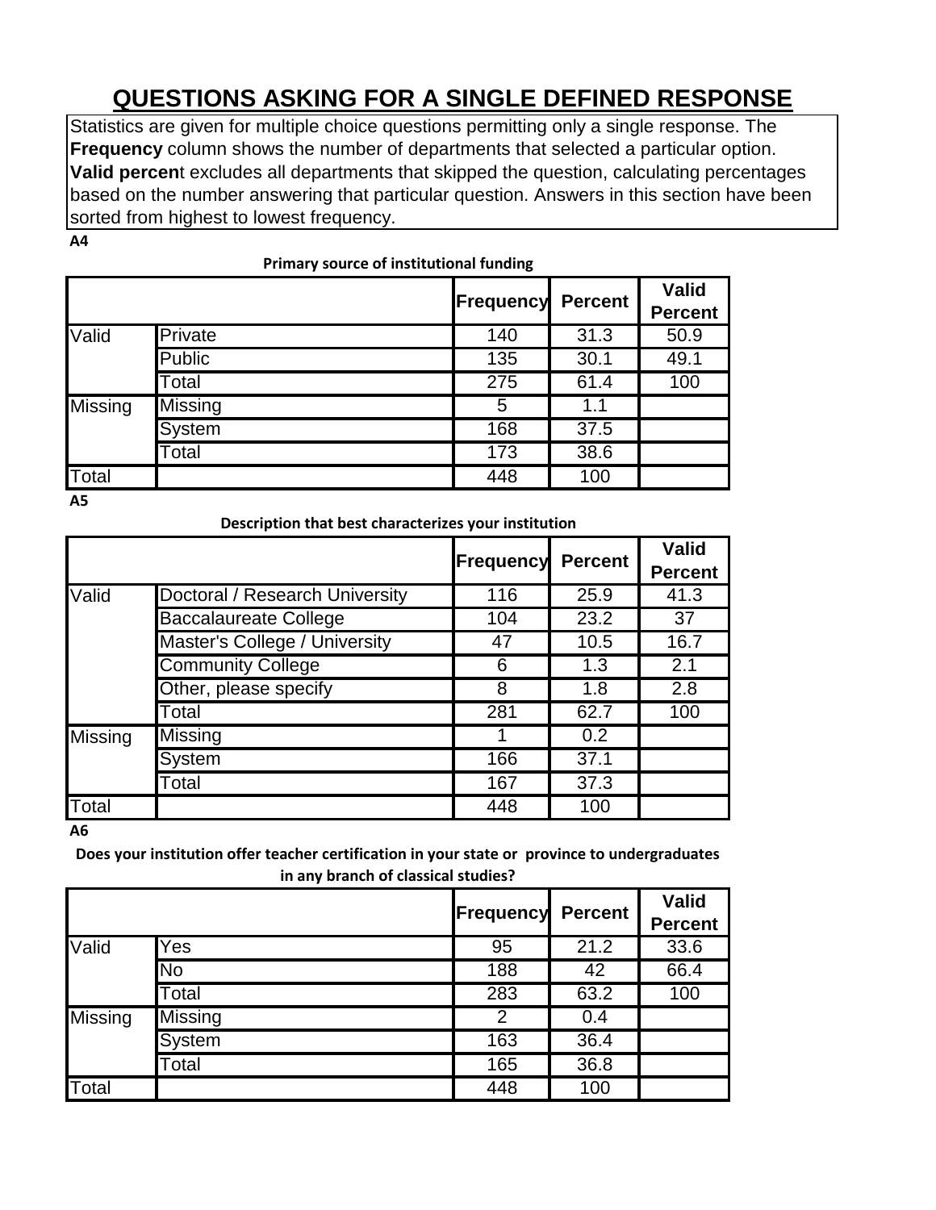# QUESTIONS ASKING FOR A SINGLE DEFINED RESPONSE

Statistics are given for multiple choice questions permitting only a single response. The **Frequency** column shows the number of departments that selected a particular option. **Valid percent** excludes all departments that skipped the question, calculating percentages based on the number answering that particular question. Answers in this section have been sorted from highest to lowest frequency.

**A4**

**Primary source of institutional funding**

| | | Frequency | Percent | Valid Percent |
|---|---|---|---|---|
| Valid | Private | 140 | 31.3 | 50.9 |
| | Public | 135 | 30.1 | 49.1 |
| | Total | 275 | 61.4 | 100 |
| Missing | Missing | 5 | 1.1 | |
| | System | 168 | 37.5 | |
| | Total | 173 | 38.6 | |
| Total | | 448 | 100 | |

**A5**

**Description that best characterizes your institution**

| | | Frequency | Percent | Valid Percent |
|---|---|---|---|---|
| Valid | Doctoral / Research University | 116 | 25.9 | 41.3 |
| | Baccalaureate College | 104 | 23.2 | 37 |
| | Master's College / University | 47 | 10.5 | 16.7 |
| | Community College | 6 | 1.3 | 2.1 |
| | Other, please specify | 8 | 1.8 | 2.8 |
| | Total | 281 | 62.7 | 100 |
| Missing | Missing | 1 | 0.2 | |
| | System | 166 | 37.1 | |
| | Total | 167 | 37.3 | |
| Total | | 448 | 100 | |

**A6**

**Does your institution offer teacher certification in your state or province to undergraduates in any branch of classical studies?**

| | | Frequency | Percent | Valid Percent |
|---|---|---|---|---|
| Valid | Yes | 95 | 21.2 | 33.6 |
| | No | 188 | 42 | 66.4 |
| | Total | 283 | 63.2 | 100 |
| Missing | Missing | 2 | 0.4 | |
| | System | 163 | 36.4 | |
| | Total | 165 | 36.8 | |
| Total | | 448 | 100 | |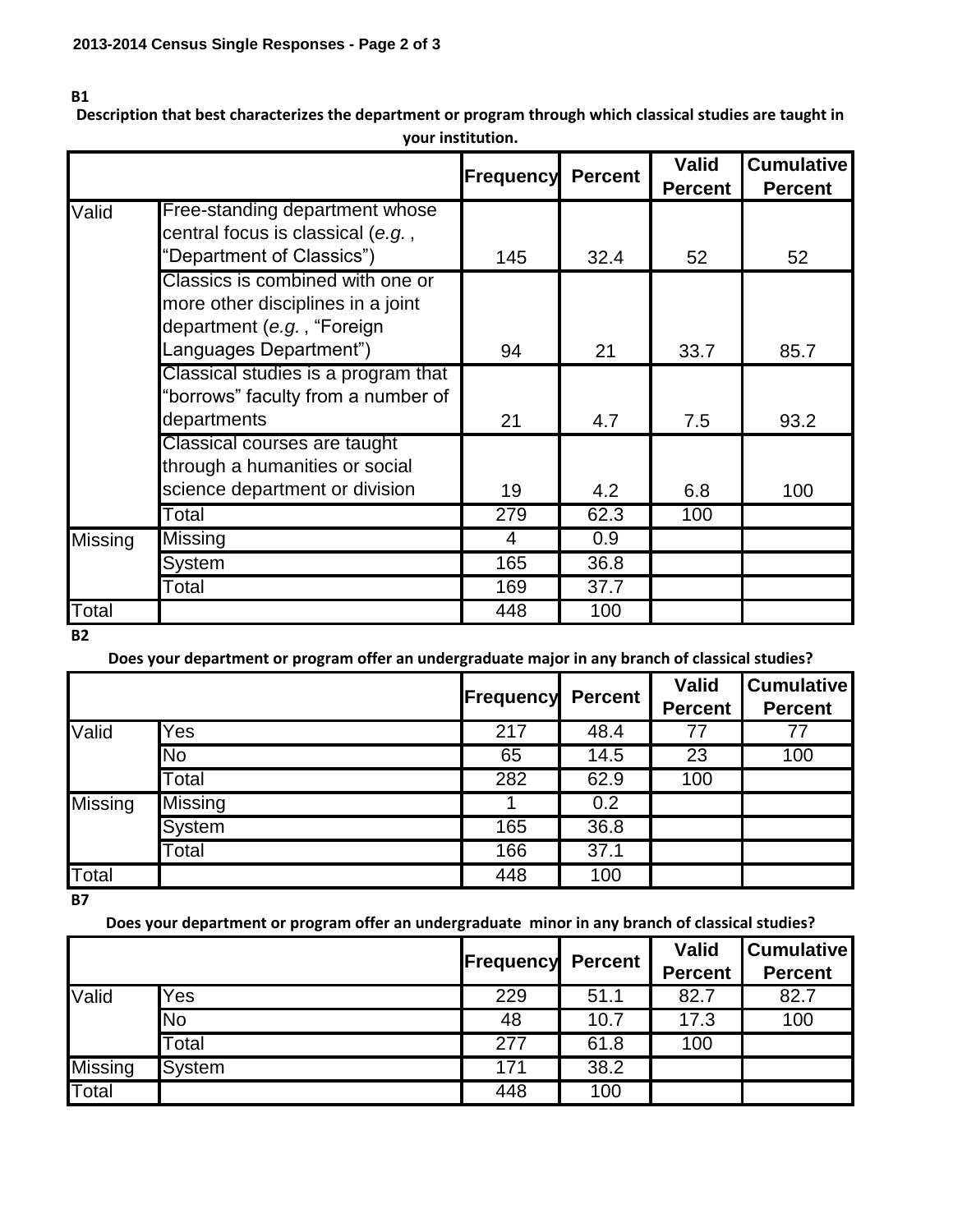**2013-2014 Census Single Responses - Page 2 of 3**

**B1**

**Description that best characterizes the department or program through which classical studies are taught in your institution.**

| | | Frequency | Percent | Valid Percent | Cumulative Percent |
|---|---|---|---|---|---|
| Valid | Free-standing department whose central focus is classical (*e.g.* , "Department of Classics") | 145 | 32.4 | 52 | 52 |
| | Classics is combined with one or more other disciplines in a joint department (*e.g.* , "Foreign Languages Department") | 94 | 21 | 33.7 | 85.7 |
| | Classical studies is a program that "borrows" faculty from a number of departments | 21 | 4.7 | 7.5 | 93.2 |
| | Classical courses are taught through a humanities or social science department or division | 19 | 4.2 | 6.8 | 100 |
| | Total | 279 | 62.3 | 100 | |
| Missing | Missing | 4 | 0.9 | | |
| | System | 165 | 36.8 | | |
| | Total | 169 | 37.7 | | |
| Total | | 448 | 100 | | |

**B2**

**Does your department or program offer an undergraduate major in any branch of classical studies?**

| | | Frequency | Percent | Valid Percent | Cumulative Percent |
|---|---|---|---|---|---|
| Valid | Yes | 217 | 48.4 | 77 | 77 |
| | No | 65 | 14.5 | 23 | 100 |
| | Total | 282 | 62.9 | 100 | |
| Missing | Missing | 1 | 0.2 | | |
| | System | 165 | 36.8 | | |
| | Total | 166 | 37.1 | | |
| Total | | 448 | 100 | | |

**B7**

**Does your department or program offer an undergraduate minor in any branch of classical studies?**

| | | Frequency | Percent | Valid Percent | Cumulative Percent |
|---|---|---|---|---|---|
| Valid | Yes | 229 | 51.1 | 82.7 | 82.7 |
| | No | 48 | 10.7 | 17.3 | 100 |
| | Total | 277 | 61.8 | 100 | |
| Missing | System | 171 | 38.2 | | |
| Total | | 448 | 100 | | |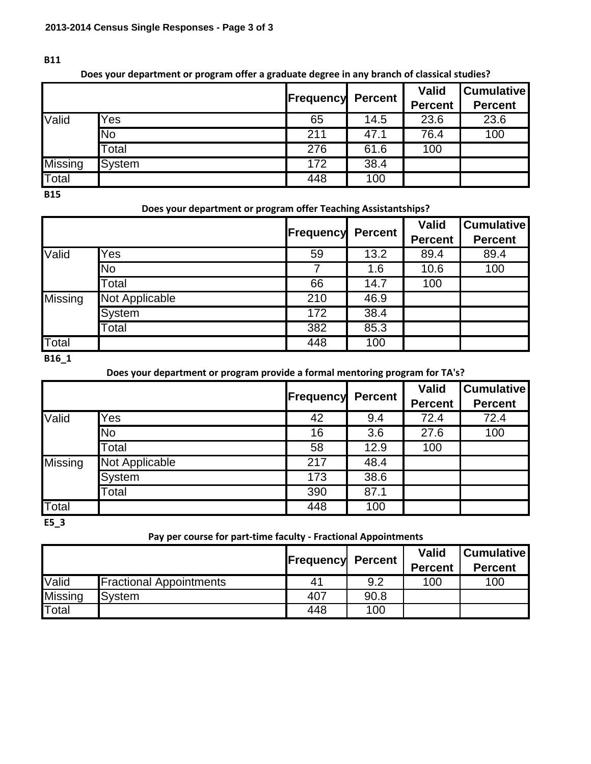**B11**

**Does your department or program offer a graduate degree in any branch of classical studies?**

| | | Frequency | Percent | Valid Percent | Cumulative Percent |
|---|---|---|---|---|---|
| Valid | Yes | 65 | 14.5 | 23.6 | 23.6 |
| | No | 211 | 47.1 | 76.4 | 100 |
| | Total | 276 | 61.6 | 100 | |
| Missing | System | 172 | 38.4 | | |
| Total | | 448 | 100 | | |

**B15**

**Does your department or program offer Teaching Assistantships?**

| | | Frequency | Percent | Valid Percent | Cumulative Percent |
|---|---|---|---|---|---|
| Valid | Yes | 59 | 13.2 | 89.4 | 89.4 |
| | No | 7 | 1.6 | 10.6 | 100 |
| | Total | 66 | 14.7 | 100 | |
| Missing | Not Applicable | 210 | 46.9 | | |
| | System | 172 | 38.4 | | |
| | Total | 382 | 85.3 | | |
| Total | | 448 | 100 | | |

**B16_1**

**Does your department or program provide a formal mentoring program for TA's?**

| | | Frequency | Percent | Valid Percent | Cumulative Percent |
|---|---|---|---|---|---|
| Valid | Yes | 42 | 9.4 | 72.4 | 72.4 |
| | No | 16 | 3.6 | 27.6 | 100 |
| | Total | 58 | 12.9 | 100 | |
| Missing | Not Applicable | 217 | 48.4 | | |
| | System | 173 | 38.6 | | |
| | Total | 390 | 87.1 | | |
| Total | | 448 | 100 | | |

**E5_3**

**Pay per course for part-time faculty - Fractional Appointments**

| | | Frequency | Percent | Valid Percent | Cumulative Percent |
|---|---|---|---|---|---|
| Valid | Fractional Appointments | 41 | 9.2 | 100 | 100 |
| Missing | System | 407 | 90.8 | | |
| Total | | 448 | 100 | | |